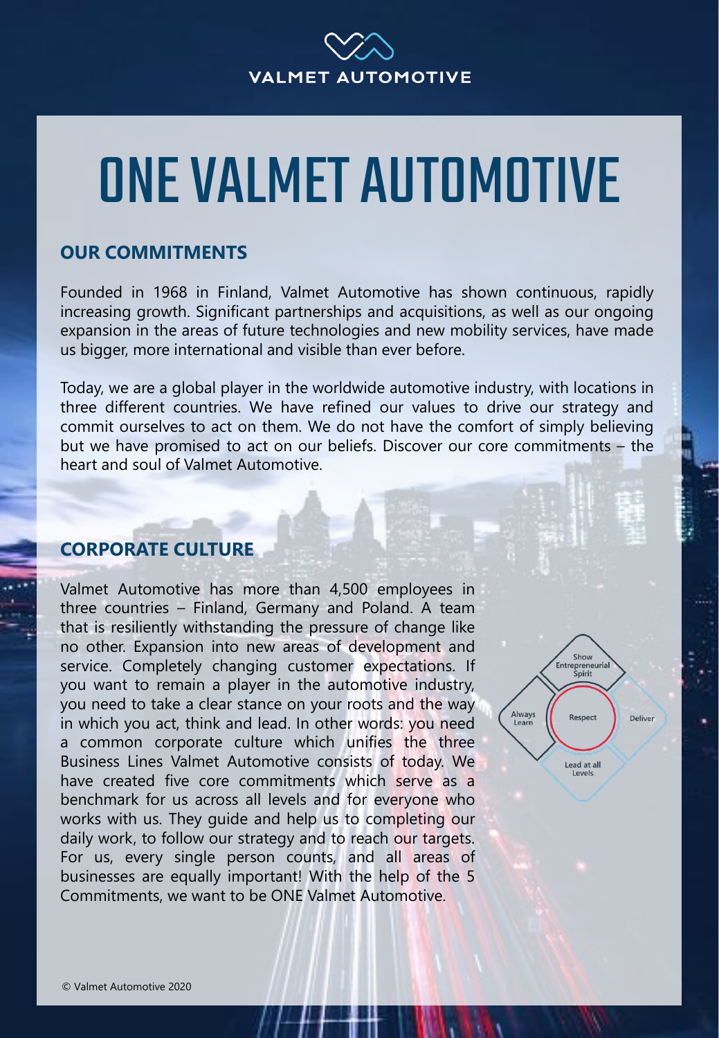# ONE VALMET AUTOMOTIVE

## OUR COMMITMENTS

Founded in 1968 in Finland, Valmet Automotive has shown continuous, rapidly increasing growth. Significant partnerships and acquisitions, as well as our ongoing expansion in the areas of future technologies and new mobility services, have made us bigger, more international and visible than ever before.

Today, we are a global player in the worldwide automotive industry, with locations in three different countries. We have refined our values to drive our strategy and commit ourselves to act on them. We do not have the comfort of simply believing but we have promised to act on our beliefs. Discover our core commitments – the heart and soul of Valmet Automotive.

## CORPORATE CULTURE

Valmet Automotive has more than 4,500 employees in three countries – Finland, Germany and Poland. A team that is resiliently withstanding the pressure of change like no other. Expansion into new areas of development and service. Completely changing customer expectations. If you want to remain a player in the automotive industry, you need to take a clear stance on your roots and the way in which you act, think and lead. In other words: you need a common corporate culture which unifies the three Business Lines Valmet Automotive consists of today. We have created five core commitments which serve as a benchmark for us across all levels and for everyone who works with us. They guide and help us to completing our daily work, to follow our strategy and to reach our targets. For us, every single person counts, and all areas of businesses are equally important! With the help of the 5 Commitments, we want to be ONE Valmet Automotive.

Show Entrepreneurial Spirit

Always Learn

Respect

Deliver

Lead at all Levels

© Valmet Automotive 2020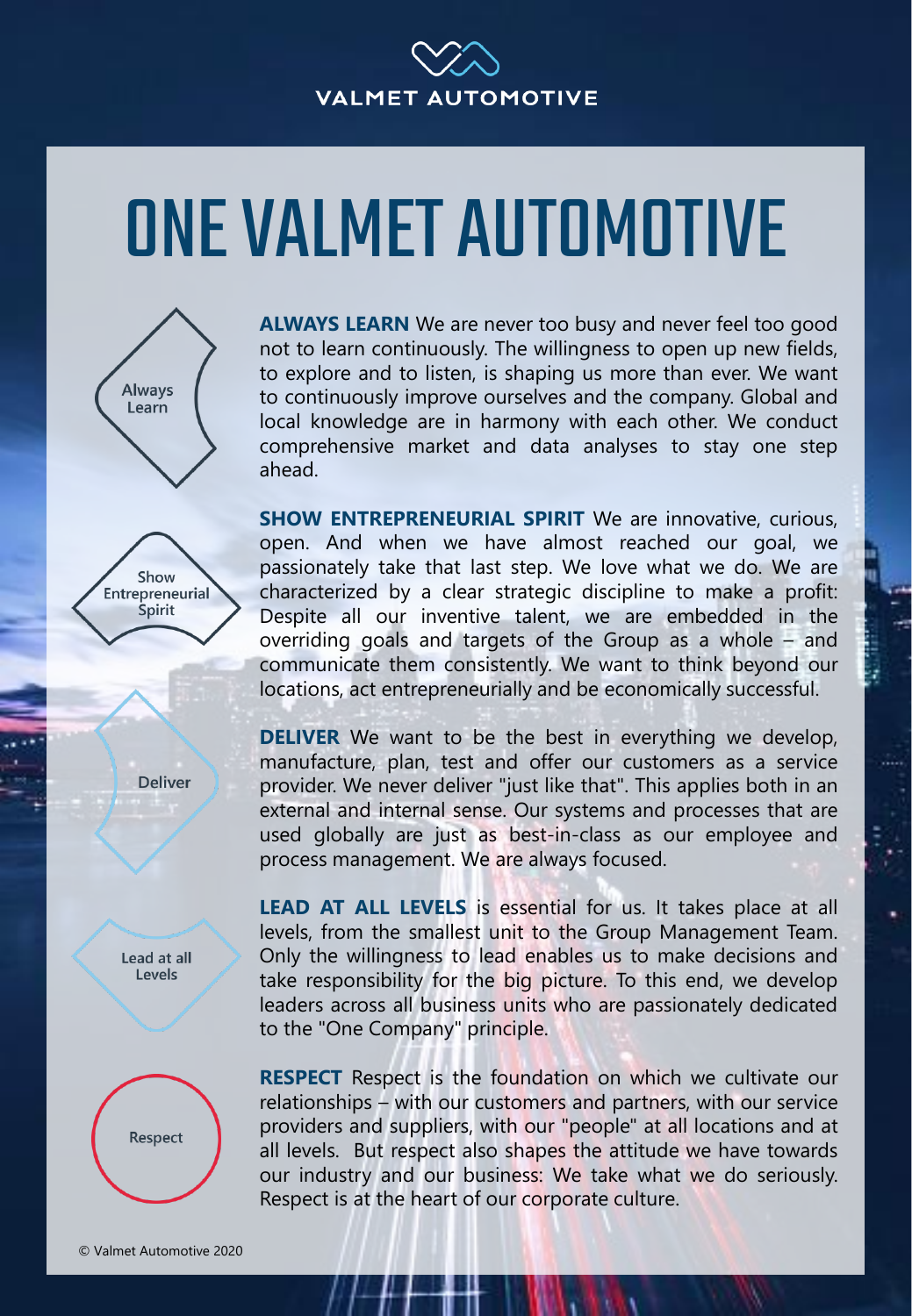VALMET AUTOMOTIVE

# ONE VALMET AUTOMOTIVE

Always Learn

**ALWAYS LEARN** We are never too busy and never feel too good not to learn continuously. The willingness to open up new fields, to explore and to listen, is shaping us more than ever. We want to continuously improve ourselves and the company. Global and local knowledge are in harmony with each other. We conduct comprehensive market and data analyses to stay one step ahead.

Show Entrepreneurial Spirit

**SHOW ENTREPRENEURIAL SPIRIT** We are innovative, curious, open. And when we have almost reached our goal, we passionately take that last step. We love what we do. We are characterized by a clear strategic discipline to make a profit: Despite all our inventive talent, we are embedded in the overriding goals and targets of the Group as a whole – and communicate them consistently. We want to think beyond our locations, act entrepreneurially and be economically successful.

Deliver

**DELIVER** We want to be the best in everything we develop, manufacture, plan, test and offer our customers as a service provider. We never deliver "just like that". This applies both in an external and internal sense. Our systems and processes that are used globally are just as best-in-class as our employee and process management. We are always focused.

Lead at all Levels

**LEAD AT ALL LEVELS** is essential for us. It takes place at all levels, from the smallest unit to the Group Management Team. Only the willingness to lead enables us to make decisions and take responsibility for the big picture. To this end, we develop leaders across all business units who are passionately dedicated to the "One Company" principle.

Respect

**RESPECT** Respect is the foundation on which we cultivate our relationships – with our customers and partners, with our service providers and suppliers, with our "people" at all locations and at all levels. But respect also shapes the attitude we have towards our industry and our business: We take what we do seriously. Respect is at the heart of our corporate culture.

© Valmet Automotive 2020